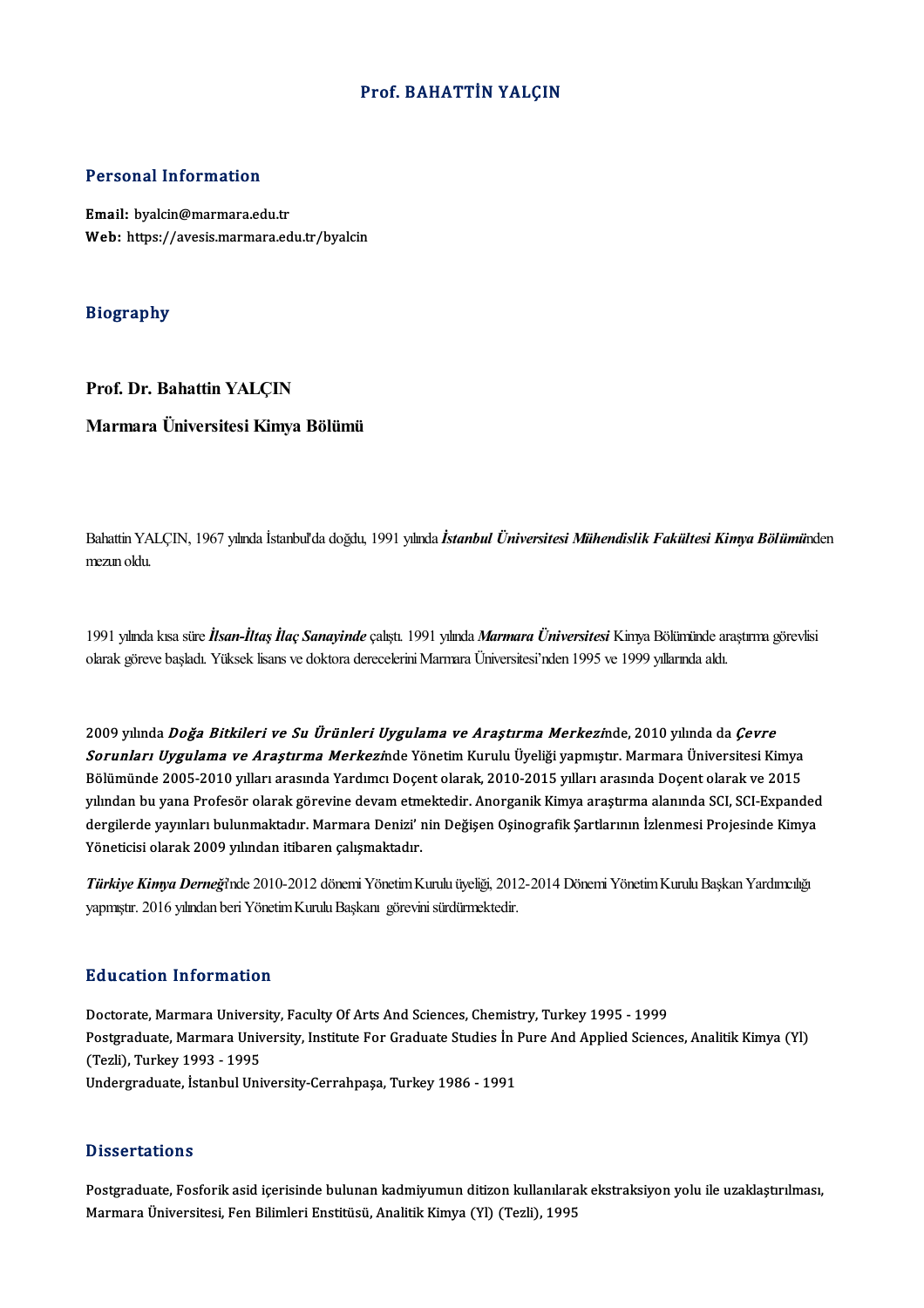# Prof. BAHATTİN YALÇIN

## Personal Information

**Email:** byalcin@marmara.edu.tr
**Web:** https://avesis.marmara.edu.tr/byalcin

## Biography

**Prof. Dr. Bahattin YALÇIN**

**Marmara Üniversitesi Kimya Bölümü**

Bahattin YALÇIN, 1967 yılında İstanbul'da doğdu, 1991 yılında ***İstanbul Üniversitesi Mühendislik Fakültesi Kimya Bölümü***nden mezun oldu.

1991 yılında kısa süre ***İlsan-İltaş İlaç Sanayinde*** çalıştı. 1991 yılında ***Marmara Üniversitesi*** Kimya Bölümünde araştırma görevlisi olarak göreve başladı. Yüksek lisans ve doktora derecelerini Marmara Üniversitesi'nden 1995 ve 1999 yıllarında aldı.

2009 yılında ***Doğa Bitkileri ve Su Ürünleri Uygulama ve Araştırma Merkezi***nde, 2010 yılında da ***Çevre Sorunları Uygulama ve Araştırma Merkezi***nde Yönetim Kurulu Üyeliği yapmıştır. Marmara Üniversitesi Kimya Bölümünde 2005-2010 yılları arasında Yardımcı Doçent olarak, 2010-2015 yılları arasında Doçent olarak ve 2015 yılından bu yana Profesör olarak görevine devam etmektedir. Anorganik Kimya araştırma alanında SCI, SCI-Expanded dergilerde yayınları bulunmaktadır. Marmara Denizi' nin Değişen Oşinografik Şartlarının İzlenmesi Projesinde Kimya Yöneticisi olarak 2009 yılından itibaren çalışmaktadır.

***Türkiye Kimya Derneği***'nde 2010-2012 dönemi Yönetim Kurulu üyeliği, 2012-2014 Dönemi Yönetim Kurulu Başkan Yardımcılığı yapmıştır. 2016 yılından beri Yönetim Kurulu Başkanı görevini sürdürmektedir.

## Education Information

Doctorate, Marmara University, Faculty Of Arts And Sciences, Chemistry, Turkey 1995 - 1999
Postgraduate, Marmara University, Institute For Graduate Studies İn Pure And Applied Sciences, Analitik Kimya (Yl) (Tezli), Turkey 1993 - 1995
Undergraduate, İstanbul University-Cerrahpaşa, Turkey 1986 - 1991

## Dissertations

Postgraduate, Fosforik asid içerisinde bulunan kadmiyumun ditizon kullanılarak ekstraksiyon yolu ile uzaklaştırılması, Marmara Üniversitesi, Fen Bilimleri Enstitüsü, Analitik Kimya (Yl) (Tezli), 1995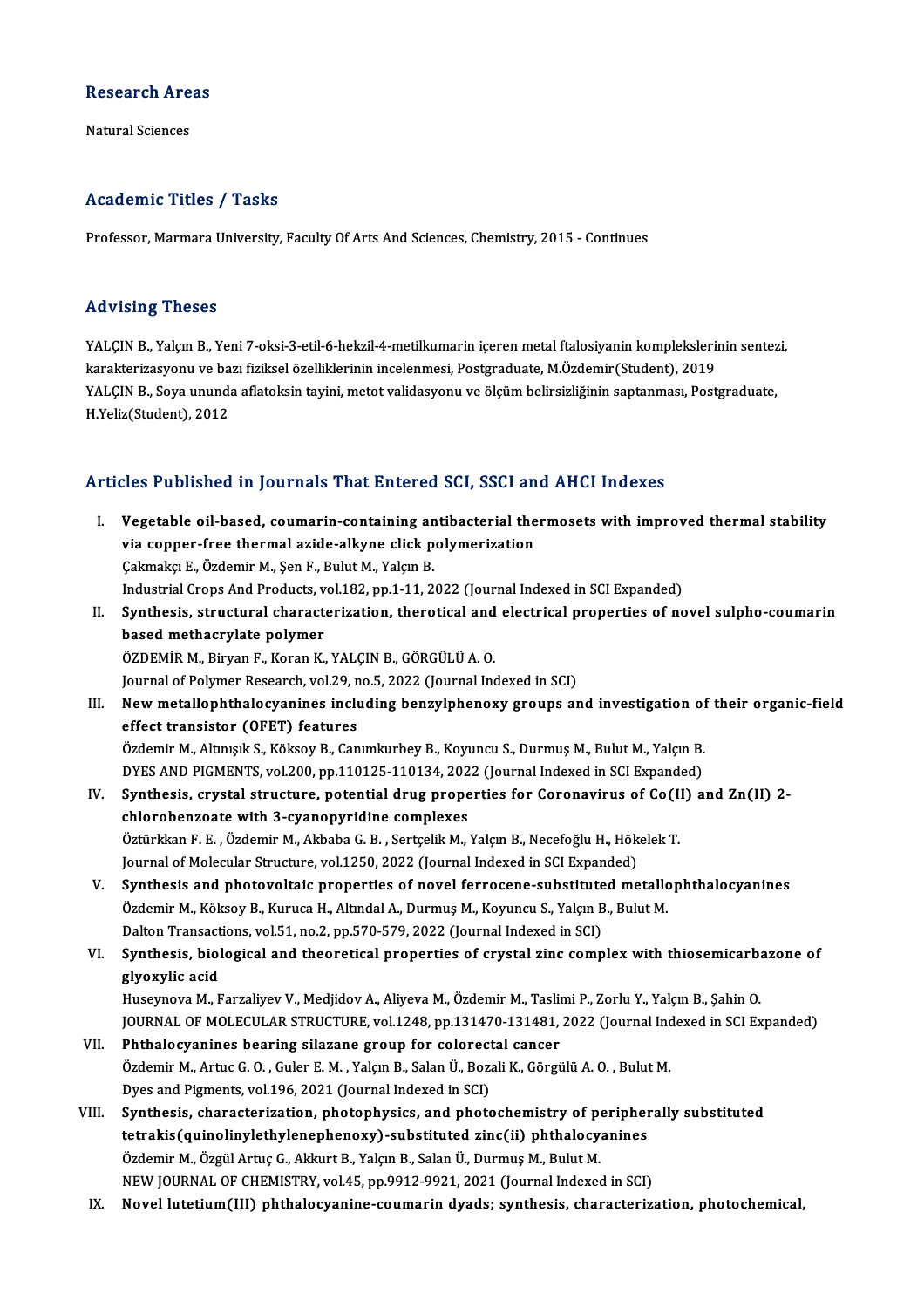## Research Areas

Natural Sciences

## Academic Titles / Tasks

Professor, Marmara University, Faculty Of Arts And Sciences, Chemistry, 2015 - Continues

## Advising Theses

YALÇIN B., Yalçın B., Yeni 7-oksi-3-etil-6-hekzil-4-metilkumarin içeren metal ftalosiyanin komplekslerinin sentezi, karakterizasyonu ve bazı fiziksel özelliklerinin incelenmesi, Postgraduate, M.Özdemir(Student), 2019

YALÇIN B., Soya ununda aflatoksin tayini, metot validasyonu ve ölçüm belirsizliğinin saptanması, Postgraduate, H.Yeliz(Student), 2012

## Articles Published in Journals That Entered SCI, SSCI and AHCI Indexes

I. **Vegetable oil-based, coumarin-containing antibacterial thermosets with improved thermal stability via copper-free thermal azide-alkyne click polymerization**
Çakmakçı E., Özdemir M., Şen F., Bulut M., Yalçın B.
Industrial Crops And Products, vol.182, pp.1-11, 2022 (Journal Indexed in SCI Expanded)

II. **Synthesis, structural characterization, therotical and electrical properties of novel sulpho-coumarin based methacrylate polymer**
ÖZDEMİR M., Biryan F., Koran K., YALÇIN B., GÖRGÜLÜ A. O.
Journal of Polymer Research, vol.29, no.5, 2022 (Journal Indexed in SCI)

III. **New metallophthalocyanines including benzylphenoxy groups and investigation of their organic-field effect transistor (OFET) features**
Özdemir M., Altınışık S., Köksoy B., Canımkurbey B., Koyuncu S., Durmuş M., Bulut M., Yalçın B.
DYES AND PIGMENTS, vol.200, pp.110125-110134, 2022 (Journal Indexed in SCI Expanded)

IV. **Synthesis, crystal structure, potential drug properties for Coronavirus of Co(II) and Zn(II) 2-chlorobenzoate with 3-cyanopyridine complexes**
Öztürkkan F. E. , Özdemir M., Akbaba G. B. , Sertçelik M., Yalçın B., Necefoğlu H., Hökelek T.
Journal of Molecular Structure, vol.1250, 2022 (Journal Indexed in SCI Expanded)

V. **Synthesis and photovoltaic properties of novel ferrocene-substituted metallophthalocyanines**
Özdemir M., Köksoy B., Kuruca H., Altındal A., Durmuş M., Koyuncu S., Yalçın B., Bulut M.
Dalton Transactions, vol.51, no.2, pp.570-579, 2022 (Journal Indexed in SCI)

VI. **Synthesis, biological and theoretical properties of crystal zinc complex with thiosemicarbazone of glyoxylic acid**
Huseynova M., Farzaliyev V., Medjidov A., Aliyeva M., Özdemir M., Taslimi P., Zorlu Y., Yalçın B., Şahin O.
JOURNAL OF MOLECULAR STRUCTURE, vol.1248, pp.131470-131481, 2022 (Journal Indexed in SCI Expanded)

VII. **Phthalocyanines bearing silazane group for colorectal cancer**
Özdemir M., Artuc G. O. , Guler E. M. , Yalçın B., Salan Ü., Bozali K., Görgülü A. O. , Bulut M.
Dyes and Pigments, vol.196, 2021 (Journal Indexed in SCI)

VIII. **Synthesis, characterization, photophysics, and photochemistry of peripherally substituted tetrakis(quinolinylethylenephenoxy)-substituted zinc(ii) phthalocyanines**
Özdemir M., Özgül Artuç G., Akkurt B., Yalçın B., Salan Ü., Durmuş M., Bulut M.
NEW JOURNAL OF CHEMISTRY, vol.45, pp.9912-9921, 2021 (Journal Indexed in SCI)

IX. **Novel lutetium(III) phthalocyanine-coumarin dyads; synthesis, characterization, photochemical,**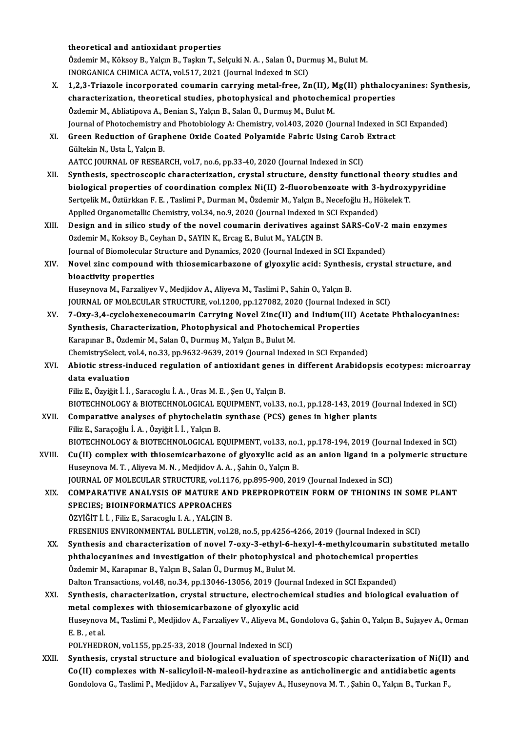theoretical and antioxidant properties
Özdemir M., Köksoy B., Yalçın B., Taşkın T., Selçuki N. A. , Salan Ü., Durmuş M., Bulut M.
INORGANICA CHIMICA ACTA, vol.517, 2021 (Journal Indexed in SCI)

X. **1,2,3-Triazole incorporated coumarin carrying metal-free, Zn(II), Mg(II) phthalocyanines: Synthesis, characterization, theoretical studies, photophysical and photochemical properties**
Özdemir M., Abliatipova A., Benian S., Yalçın B., Salan Ü., Durmuş M., Bulut M.
Journal of Photochemistry and Photobiology A: Chemistry, vol.403, 2020 (Journal Indexed in SCI Expanded)

XI. **Green Reduction of Graphene Oxide Coated Polyamide Fabric Using Carob Extract**
Gültekin N., Usta İ., Yalçın B.
AATCC JOURNAL OF RESEARCH, vol.7, no.6, pp.33-40, 2020 (Journal Indexed in SCI)

XII. **Synthesis, spectroscopic characterization, crystal structure, density functional theory studies and biological properties of coordination complex Ni(II) 2-fluorobenzoate with 3-hydroxypyridine**
Sertçelik M., Öztürkkan F. E. , Taslimi P., Durman M., Özdemir M., Yalçın B., Necefoğlu H., Hökelek T.
Applied Organometallic Chemistry, vol.34, no.9, 2020 (Journal Indexed in SCI Expanded)

XIII. **Design and in silico study of the novel coumarin derivatives against SARS-CoV-2 main enzymes**
Ozdemir M., Koksoy B., Ceyhan D., SAYIN K., Ercag E., Bulut M., YALÇIN B.
Journal of Biomolecular Structure and Dynamics, 2020 (Journal Indexed in SCI Expanded)

XIV. **Novel zinc compound with thiosemicarbazone of glyoxylic acid: Synthesis, crystal structure, and bioactivity properties**
Huseynova M., Farzaliyev V., Medjidov A., Aliyeva M., Taslimi P., Sahin O., Yalçın B.
JOURNAL OF MOLECULAR STRUCTURE, vol.1200, pp.127082, 2020 (Journal Indexed in SCI)

XV. **7-Oxy-3,4-cyclohexenecoumarin Carrying Novel Zinc(II) and Indium(III) Acetate Phthalocyanines: Synthesis, Characterization, Photophysical and Photochemical Properties**
Karapınar B., Özdemir M., Salan Ü., Durmuş M., Yalçın B., Bulut M.
ChemistrySelect, vol.4, no.33, pp.9632-9639, 2019 (Journal Indexed in SCI Expanded)

XVI. **Abiotic stress-induced regulation of antioxidant genes in different Arabidopsis ecotypes: microarray data evaluation**
Filiz E., Özyiğit İ. İ. , Saracoglu İ. A. , Uras M. E. , Şen U., Yalçın B.
BIOTECHNOLOGY & BIOTECHNOLOGICAL EQUIPMENT, vol.33, no.1, pp.128-143, 2019 (Journal Indexed in SCI)

XVII. **Comparative analyses of phytochelatin synthase (PCS) genes in higher plants**
Filiz E., Saraçoğlu İ. A. , Özyiğit İ. İ. , Yalçın B.
BIOTECHNOLOGY & BIOTECHNOLOGICAL EQUIPMENT, vol.33, no.1, pp.178-194, 2019 (Journal Indexed in SCI)

XVIII. **Cu(II) complex with thiosemicarbazone of glyoxylic acid as an anion ligand in a polymeric structure**
Huseynova M. T. , Aliyeva M. N. , Medjidov A. A. , Şahin O., Yalçın B.
JOURNAL OF MOLECULAR STRUCTURE, vol.1176, pp.895-900, 2019 (Journal Indexed in SCI)

XIX. **COMPARATIVE ANALYSIS OF MATURE AND PREPROPROTEIN FORM OF THIONINS IN SOME PLANT SPECIES; BIOINFORMATICS APPROACHES**
ÖZYİĞİT İ. İ. , Filiz E., Saracoglu I. A. , YALÇIN B.
FRESENIUS ENVIRONMENTAL BULLETIN, vol.28, no.5, pp.4256-4266, 2019 (Journal Indexed in SCI)

XX. **Synthesis and characterization of novel 7-oxy-3-ethyl-6-hexyl-4-methylcoumarin substituted metallo phthalocyanines and investigation of their photophysical and photochemical properties**
Özdemir M., Karapınar B., Yalçın B., Salan Ü., Durmuş M., Bulut M.
Dalton Transactions, vol.48, no.34, pp.13046-13056, 2019 (Journal Indexed in SCI Expanded)

XXI. **Synthesis, characterization, crystal structure, electrochemical studies and biological evaluation of metal complexes with thiosemicarbazone of glyoxylic acid**
Huseynova M., Taslimi P., Medjidov A., Farzaliyev V., Aliyeva M., Gondolova G., Şahin O., Yalçın B., Sujayev A., Orman E. B. , et al.
POLYHEDRON, vol.155, pp.25-33, 2018 (Journal Indexed in SCI)

XXII. **Synthesis, crystal structure and biological evaluation of spectroscopic characterization of Ni(II) and Co(II) complexes with N-salicyloil-N-maleoil-hydrazine as anticholinergic and antidiabetic agents**
Gondolova G., Taslimi P., Medjidov A., Farzaliyev V., Sujayev A., Huseynova M. T. , Şahin O., Yalçın B., Turkan F.,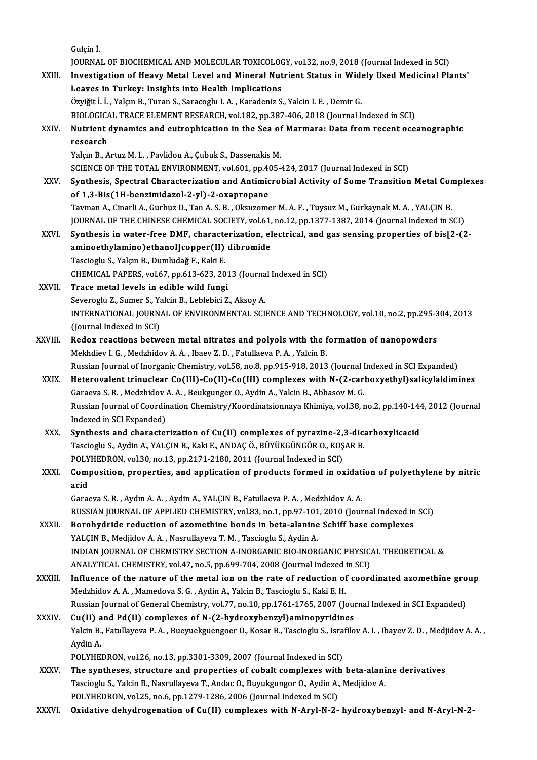Gulçin İ.

JOURNAL OF BIOCHEMICAL AND MOLECULAR TOXICOLOGY, vol.32, no.9, 2018 (Journal Indexed in SCI)

XXIII. **Investigation of Heavy Metal Level and Mineral Nutrient Status in Widely Used Medicinal Plants' Leaves in Turkey: Insights into Health Implications**
Özyiğit İ. İ. , Yalçın B., Turan S., Saracoglu I. A. , Karadeniz S., Yalcin I. E. , Demir G.
BIOLOGICAL TRACE ELEMENT RESEARCH, vol.182, pp.387-406, 2018 (Journal Indexed in SCI)

XXIV. **Nutrient dynamics and eutrophication in the Sea of Marmara: Data from recent oceanographic research**
Yalçın B., Artuz M. L. , Pavlidou A., Çubuk S., Dassenakis M.
SCIENCE OF THE TOTAL ENVIRONMENT, vol.601, pp.405-424, 2017 (Journal Indexed in SCI)

XXV. **Synthesis, Spectral Characterization and Antimicrobial Activity of Some Transition Metal Complexes of 1,3-Bis(1H-benzimidazol-2-yl)-2-oxapropane**
Tavman A., Cinarli A., Gurbuz D., Tan A. S. B. , Oksuzomer M. A. F. , Tuysuz M., Gurkaynak M. A. , YALÇIN B.
JOURNAL OF THE CHINESE CHEMICAL SOCIETY, vol.61, no.12, pp.1377-1387, 2014 (Journal Indexed in SCI)

XXVI. **Synthesis in water-free DMF, characterization, electrical, and gas sensing properties of bis[2-(2-aminoethylamino)ethanol]copper(II) dibromide**
Tascioglu S., Yalçın B., Dumludağ F., Kaki E.
CHEMICAL PAPERS, vol.67, pp.613-623, 2013 (Journal Indexed in SCI)

XXVII. **Trace metal levels in edible wild fungi**
Severoglu Z., Sumer S., Yalcin B., Leblebici Z., Aksoy A.
INTERNATIONAL JOURNAL OF ENVIRONMENTAL SCIENCE AND TECHNOLOGY, vol.10, no.2, pp.295-304, 2013 (Journal Indexed in SCI)

XXVIII. **Redox reactions between metal nitrates and polyols with the formation of nanopowders**
Mekhdiev I. G. , Medzhidov A. A. , Ibaev Z. D. , Fatullaeva P. A. , Yalcin B.
Russian Journal of Inorganic Chemistry, vol.58, no.8, pp.915-918, 2013 (Journal Indexed in SCI Expanded)

XXIX. **Heterovalent trinuclear Co(III)-Co(II)-Co(III) complexes with N-(2-carboxyethyl)salicylaldimines**
Garaeva S. R. , Medzhidov A. A. , Beukgunger O., Aydin A., Yalcin B., Abbasov M. G.
Russian Journal of Coordination Chemistry/Koordinatsionnaya Khimiya, vol.38, no.2, pp.140-144, 2012 (Journal Indexed in SCI Expanded)

XXX. **Synthesis and characterization of Cu(II) complexes of pyrazine-2,3-dicarboxylicacid**
Tascioglu S., Aydin A., YALÇIN B., Kaki E., ANDAÇ Ö., BÜYÜKGÜNGÖR O., KOŞAR B.
POLYHEDRON, vol.30, no.13, pp.2171-2180, 2011 (Journal Indexed in SCI)

XXXI. **Composition, properties, and application of products formed in oxidation of polyethylene by nitric acid**
Garaeva S. R. , Aydın A. A. , Aydin A., YALÇIN B., Fatullaeva P. A. , Medzhidov A. A.
RUSSIAN JOURNAL OF APPLIED CHEMISTRY, vol.83, no.1, pp.97-101, 2010 (Journal Indexed in SCI)

XXXII. **Borohydride reduction of azomethine bonds in beta-alanine Schiff base complexes**
YALÇIN B., Medjidov A. A. , Nasrullayeva T. M. , Tascioglu S., Aydin A.
INDIAN JOURNAL OF CHEMISTRY SECTION A-INORGANIC BIO-INORGANIC PHYSICAL THEORETICAL & ANALYTICAL CHEMISTRY, vol.47, no.5, pp.699-704, 2008 (Journal Indexed in SCI)

XXXIII. **Influence of the nature of the metal ion on the rate of reduction of coordinated azomethine group**
Medzhidov A. A. , Mamedova S. G. , Aydin A., Yalcin B., Tascioglu S., Kaki E. H.
Russian Journal of General Chemistry, vol.77, no.10, pp.1761-1765, 2007 (Journal Indexed in SCI Expanded)

XXXIV. **Cu(II) and Pd(II) complexes of N-(2-hydroxybenzyl)aminopyridines**
Yalcin B., Fatullayeva P. A. , Bueyuekguengoer O., Kosar B., Tascioglu S., Israfilov A. I. , Ibayev Z. D. , Medjidov A. A. , Aydin A.
POLYHEDRON, vol.26, no.13, pp.3301-3309, 2007 (Journal Indexed in SCI)

XXXV. **The syntheses, structure and properties of cobalt complexes with beta-alanine derivatives**
Tascioglu S., Yalcin B., Nasrullayeva T., Andac O., Buyukgungor O., Aydin A., Medjidov A.
POLYHEDRON, vol.25, no.6, pp.1279-1286, 2006 (Journal Indexed in SCI)

XXXVI. **Oxidative dehydrogenation of Cu(II) complexes with N-Aryl-N-2- hydroxybenzyl- and N-Aryl-N-2-**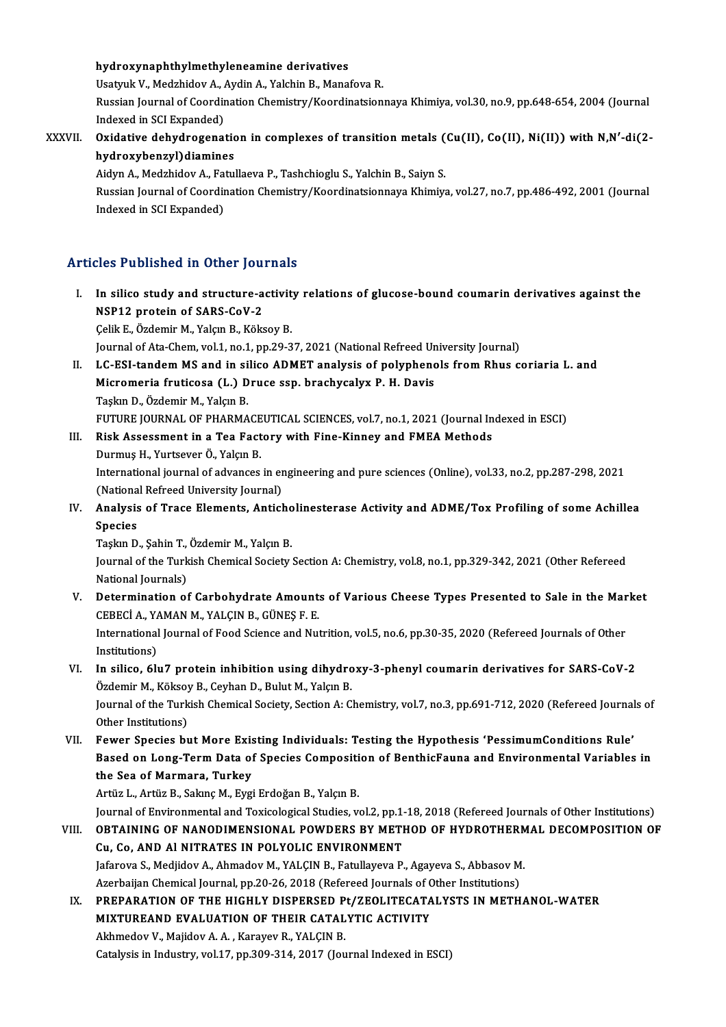**hydroxynaphthylmethyleneamine derivatives**
Usatyuk V., Medzhidov A., Aydin A., Yalchin B., Manafova R.
Russian Journal of Coordination Chemistry/Koordinatsionnaya Khimiya, vol.30, no.9, pp.648-654, 2004 (Journal Indexed in SCI Expanded)

XXXVII. **Oxidative dehydrogenation in complexes of transition metals (Cu(II), Co(II), Ni(II)) with N,N′-di(2-hydroxybenzyl)diamines**
Aidyn A., Medzhidov A., Fatullaeva P., Tashchioglu S., Yalchin B., Saiyn S.
Russian Journal of Coordination Chemistry/Koordinatsionnaya Khimiya, vol.27, no.7, pp.486-492, 2001 (Journal Indexed in SCI Expanded)

## Articles Published in Other Journals

I. **In silico study and structure-activity relations of glucose-bound coumarin derivatives against the NSP12 protein of SARS-CoV-2**
Çelik E., Özdemir M., Yalçın B., Köksoy B.
Journal of Ata-Chem, vol.1, no.1, pp.29-37, 2021 (National Refreed University Journal)

II. **LC-ESI-tandem MS and in silico ADMET analysis of polyphenols from Rhus coriaria L. and Micromeria fruticosa (L.) Druce ssp. brachycalyx P. H. Davis**
Taşkın D., Özdemir M., Yalçın B.
FUTURE JOURNAL OF PHARMACEUTICAL SCIENCES, vol.7, no.1, 2021 (Journal Indexed in ESCI)

III. **Risk Assessment in a Tea Factory with Fine-Kinney and FMEA Methods**
Durmuş H., Yurtsever Ö., Yalçın B.
International journal of advances in engineering and pure sciences (Online), vol.33, no.2, pp.287-298, 2021 (National Refreed University Journal)

IV. **Analysis of Trace Elements, Anticholinesterase Activity and ADME/Tox Profiling of some Achillea Species**
Taşkın D., Şahin T., Özdemir M., Yalçın B.
Journal of the Turkish Chemical Society Section A: Chemistry, vol.8, no.1, pp.329-342, 2021 (Other Refereed National Journals)

V. **Determination of Carbohydrate Amounts of Various Cheese Types Presented to Sale in the Market**
CEBECİ A., YAMAN M., YALÇIN B., GÜNEŞ F. E.
International Journal of Food Science and Nutrition, vol.5, no.6, pp.30-35, 2020 (Refereed Journals of Other Institutions)

VI. **In silico, 6lu7 protein inhibition using dihydroxy-3-phenyl coumarin derivatives for SARS-CoV-2**
Özdemir M., Köksoy B., Ceyhan D., Bulut M., Yalçın B.
Journal of the Turkish Chemical Society, Section A: Chemistry, vol.7, no.3, pp.691-712, 2020 (Refereed Journals of Other Institutions)

VII. **Fewer Species but More Existing Individuals: Testing the Hypothesis 'PessimumConditions Rule' Based on Long-Term Data of Species Composition of BenthicFauna and Environmental Variables in the Sea of Marmara, Turkey**
Artüz L., Artüz B., Sakınç M., Eygi Erdoğan B., Yalçın B.
Journal of Environmental and Toxicological Studies, vol.2, pp.1-18, 2018 (Refereed Journals of Other Institutions)

VIII. **OBTAINING OF NANODIMENSIONAL POWDERS BY METHOD OF HYDROTHERMAL DECOMPOSITION OF Cu, Co, AND Al NITRATES IN POLYOLIC ENVIRONMENT**
Jafarova S., Medjidov A., Ahmadov M., YALÇIN B., Fatullayeva P., Agayeva S., Abbasov M.
Azerbaijan Chemical Journal, pp.20-26, 2018 (Refereed Journals of Other Institutions)

IX. **PREPARATION OF THE HIGHLY DISPERSED Pt/ZEOLITECATALYSTS IN METHANOL-WATER MIXTUREAND EVALUATION OF THEIR CATALYTIC ACTIVITY**
Akhmedov V., Majidov A. A. , Karayev R., YALÇIN B.
Catalysis in Industry, vol.17, pp.309-314, 2017 (Journal Indexed in ESCI)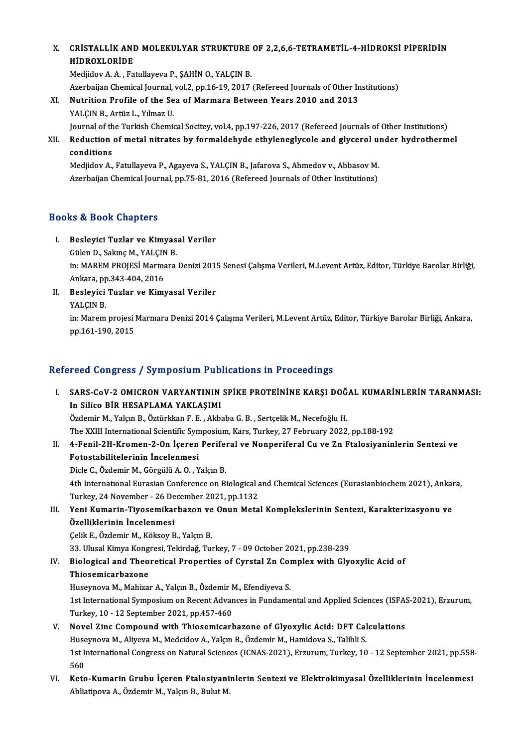X. **CRİSTALLİK AND MOLEKULYAR STRUKTURE OF 2,2,6,6-TETRAMETİL-4-HİDROKSİ PİPERİDİN HİDROXLORİDE**
Medjidov A. A. , Fatullayeva P., ŞAHİN O., YALÇIN B.
Azerbaijan Chemical Journal, vol.2, pp.16-19, 2017 (Refereed Journals of Other Institutions)

XI. **Nutrition Profile of the Sea of Marmara Between Years 2010 and 2013**
YALÇIN B., Artüz L., Yılmaz U.
Journal of the Turkish Chemical Socitey, vol.4, pp.197-226, 2017 (Refereed Journals of Other Institutions)

XII. **Reduction of metal nitrates by formaldehyde ethyleneglycole and glycerol under hydrothermel conditions**
Medjidov A., Fatullayeva P., Agayeva S., YALÇIN B., Jafarova S., Ahmedov v., Abbasov M.
Azerbaijan Chemical Journal, pp.75-81, 2016 (Refereed Journals of Other Institutions)

## Books & Book Chapters

I. **Besleyici Tuzlar ve Kimyasal Veriler**
Gülen D., Sakınç M., YALÇIN B.
in: MAREM PROJESİ Marmara Denizi 2015 Senesi Çalışma Verileri, M.Levent Artüz, Editor, Türkiye Barolar Birliği, Ankara, pp.343-404, 2016

II. **Besleyici Tuzlar ve Kimyasal Veriler**
YALÇIN B.
in: Marem projesi Marmara Denizi 2014 Çalışma Verileri, M.Levent Artüz, Editor, Türkiye Barolar Birliği, Ankara, pp.161-190, 2015

## Refereed Congress / Symposium Publications in Proceedings

I. **SARS-CoV-2 OMICRON VARYANTININ SPİKE PROTEİNİNE KARŞI DOĞAL KUMARİNLERİN TARANMASI: In Silico BİR HESAPLAMA YAKLAŞIMI**
Özdemir M., Yalçın B., Öztürkkan F. E. , Akbaba G. B. , Sertçelik M., Necefoğlu H.
The XXIII International Scientific Symposium, Kars, Turkey, 27 February 2022, pp.188-192

II. **4-Fenil-2H-Kromen-2-On İçeren Periferal ve Nonperiferal Cu ve Zn Ftalosiyaninlerin Sentezi ve Fotostabilitelerinin İncelenmesi**
Dicle C., Özdemir M., Görgülü A. O. , Yalçın B.
4th International Eurasian Conference on Biological and Chemical Sciences (Eurasianbiochem 2021), Ankara, Turkey, 24 November - 26 December 2021, pp.1132

III. **Yeni Kumarin-Tiyosemikarbazon ve Onun Metal Komplekslerinin Sentezi, Karakterizasyonu ve Özelliklerinin İncelenmesi**
Çelik E., Özdemir M., Köksoy B., Yalçın B.
33. Ulusal Kimya Kongresi, Tekirdağ, Turkey, 7 - 09 October 2021, pp.238-239

IV. **Biological and Theoretical Properties of Cyrstal Zn Complex with Glyoxylic Acid of Thiosemicarbazone**
Huseynova M., Mahizar A., Yalçın B., Özdemir M., Efendiyeva S.
1st International Symposium on Recent Advances in Fundamental and Applied Sciences (ISFAS-2021), Erzurum, Turkey, 10 - 12 September 2021, pp.457-460

V. **Novel Zinc Compound with Thiosemicarbazone of Glyoxylic Acid: DFT Calculations**
Huseynova M., Aliyeva M., Medcidov A., Yalçın B., Özdemir M., Hamidova S., Talibli S.
1st International Congress on Natural Sciences (ICNAS-2021), Erzurum, Turkey, 10 - 12 September 2021, pp.558-560

VI. **Keto-Kumarin Grubu İçeren Ftalosiyaninlerin Sentezi ve Elektrokimyasal Özelliklerinin İncelenmesi**
Abliatipova A., Özdemir M., Yalçın B., Bulut M.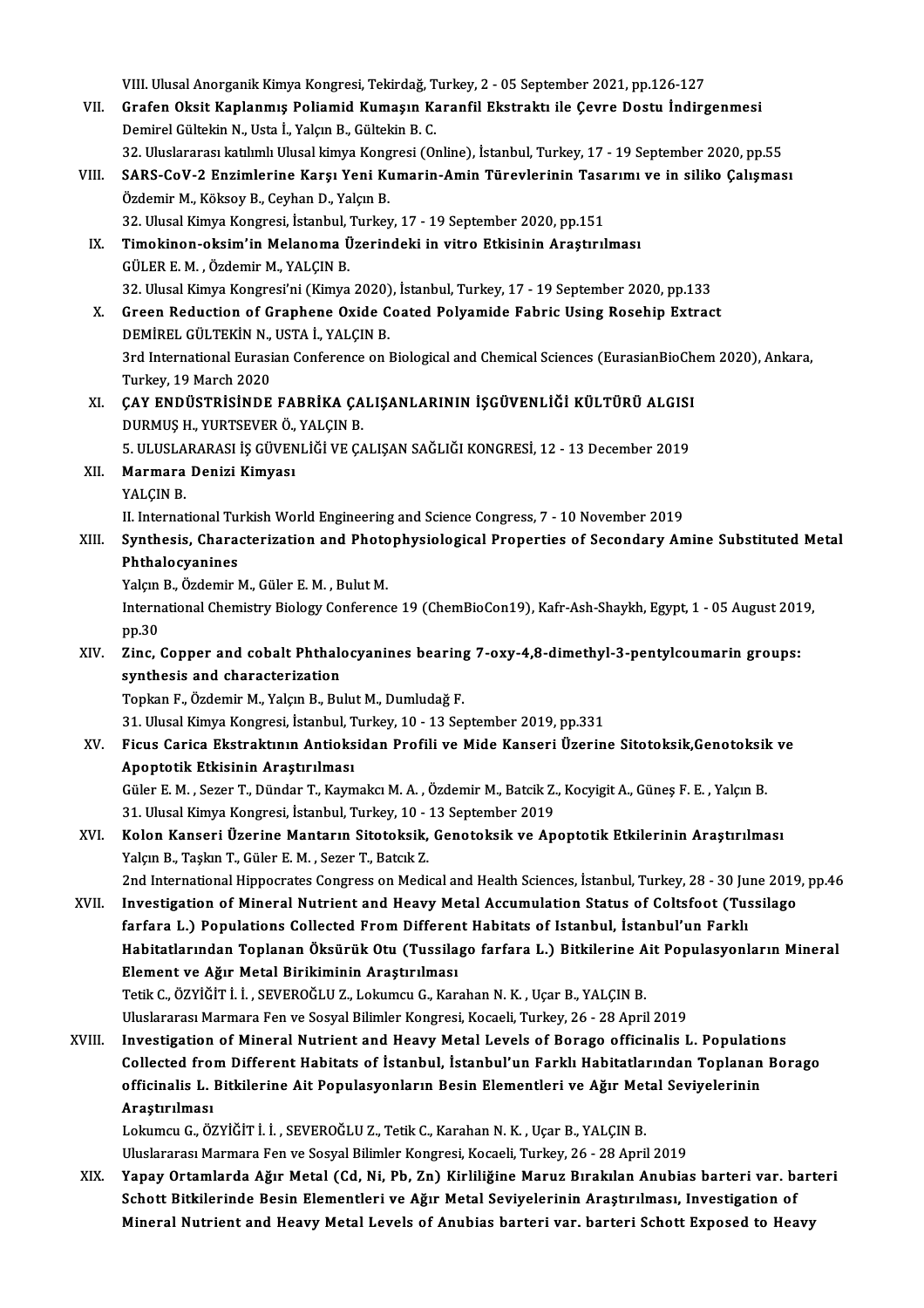VIII. Ulusal Anorganik Kimya Kongresi, Tekirdağ, Turkey, 2 - 05 September 2021, pp.126-127

VII. **Grafen Oksit Kaplanmış Poliamid Kumaşın Karanfil Ekstraktı ile Çevre Dostu İndirgenmesi**
Demirel Gültekin N., Usta İ., Yalçın B., Gültekin B. C.
32. Uluslararası katılımlı Ulusal kimya Kongresi (Online), İstanbul, Turkey, 17 - 19 September 2020, pp.55

VIII. **SARS-CoV-2 Enzimlerine Karşı Yeni Kumarin-Amin Türevlerinin Tasarımı ve in siliko Çalışması**
Özdemir M., Köksoy B., Ceyhan D., Yalçın B.
32. Ulusal Kimya Kongresi, İstanbul, Turkey, 17 - 19 September 2020, pp.151

IX. **Timokinon-oksim'in Melanoma Üzerindeki in vitro Etkisinin Araştırılması**
GÜLER E. M. , Özdemir M., YALÇIN B.
32. Ulusal Kimya Kongresi'ni (Kimya 2020), İstanbul, Turkey, 17 - 19 September 2020, pp.133

X. **Green Reduction of Graphene Oxide Coated Polyamide Fabric Using Rosehip Extract**
DEMİREL GÜLTEKİN N., USTA İ., YALÇIN B.
3rd International Eurasian Conference on Biological and Chemical Sciences (EurasianBioChem 2020), Ankara, Turkey, 19 March 2020

XI. **ÇAY ENDÜSTRİSİNDE FABRİKA ÇALIŞANLARININ İŞGÜVENLİĞİ KÜLTÜRÜ ALGISI**
DURMUŞ H., YURTSEVER Ö., YALÇIN B.
5. ULUSLARARASI İŞ GÜVENLİĞİ VE ÇALIŞAN SAĞLIĞI KONGRESİ, 12 - 13 December 2019

XII. **Marmara Denizi Kimyası**
YALÇIN B.
II. International Turkish World Engineering and Science Congress, 7 - 10 November 2019

XIII. **Synthesis, Characterization and Photophysiological Properties of Secondary Amine Substituted Metal Phthalocyanines**
Yalçın B., Özdemir M., Güler E. M. , Bulut M.
International Chemistry Biology Conference 19 (ChemBioCon19), Kafr-Ash-Shaykh, Egypt, 1 - 05 August 2019, pp.30

XIV. **Zinc, Copper and cobalt Phthalocyanines bearing 7-oxy-4,8-dimethyl-3-pentylcoumarin groups: synthesis and characterization**
Topkan F., Özdemir M., Yalçın B., Bulut M., Dumludağ F.
31. Ulusal Kimya Kongresi, İstanbul, Turkey, 10 - 13 September 2019, pp.331

XV. **Ficus Carica Ekstraktının Antioksidan Profili ve Mide Kanseri Üzerine Sitotoksik,Genotoksik ve Apoptotik Etkisinin Araştırılması**
Güler E. M. , Sezer T., Dündar T., Kaymakcı M. A. , Özdemir M., Batcik Z., Kocyigit A., Güneş F. E. , Yalçın B.
31. Ulusal Kimya Kongresi, İstanbul, Turkey, 10 - 13 September 2019

XVI. **Kolon Kanseri Üzerine Mantarın Sitotoksik, Genotoksik ve Apoptotik Etkilerinin Araştırılması**
Yalçın B., Taşkın T., Güler E. M. , Sezer T., Batcık Z.
2nd International Hippocrates Congress on Medical and Health Sciences, İstanbul, Turkey, 28 - 30 June 2019, pp.46

XVII. **Investigation of Mineral Nutrient and Heavy Metal Accumulation Status of Coltsfoot (Tussilago farfara L.) Populations Collected From Different Habitats of Istanbul, İstanbul'un Farklı Habitatlarından Toplanan Öksürük Otu (Tussilago farfara L.) Bitkilerine Ait Populasyonların Mineral Element ve Ağır Metal Birikiminin Araştırılması**
Tetik C., ÖZYİĞİT İ. İ. , SEVEROĞLU Z., Lokumcu G., Karahan N. K. , Uçar B., YALÇIN B.
Uluslararası Marmara Fen ve Sosyal Bilimler Kongresi, Kocaeli, Turkey, 26 - 28 April 2019

XVIII. **Investigation of Mineral Nutrient and Heavy Metal Levels of Borago officinalis L. Populations Collected from Different Habitats of İstanbul, İstanbul'un Farklı Habitatlarından Toplanan Borago officinalis L. Bitkilerine Ait Populasyonların Besin Elementleri ve Ağır Metal Seviyelerinin Araştırılması**
Lokumcu G., ÖZYİĞİT İ. İ. , SEVEROĞLU Z., Tetik C., Karahan N. K. , Uçar B., YALÇIN B.
Uluslararası Marmara Fen ve Sosyal Bilimler Kongresi, Kocaeli, Turkey, 26 - 28 April 2019

XIX. **Yapay Ortamlarda Ağır Metal (Cd, Ni, Pb, Zn) Kirliliğine Maruz Bırakılan Anubias barteri var. barteri Schott Bitkilerinde Besin Elementleri ve Ağır Metal Seviyelerinin Araştırılması, Investigation of Mineral Nutrient and Heavy Metal Levels of Anubias barteri var. barteri Schott Exposed to Heavy**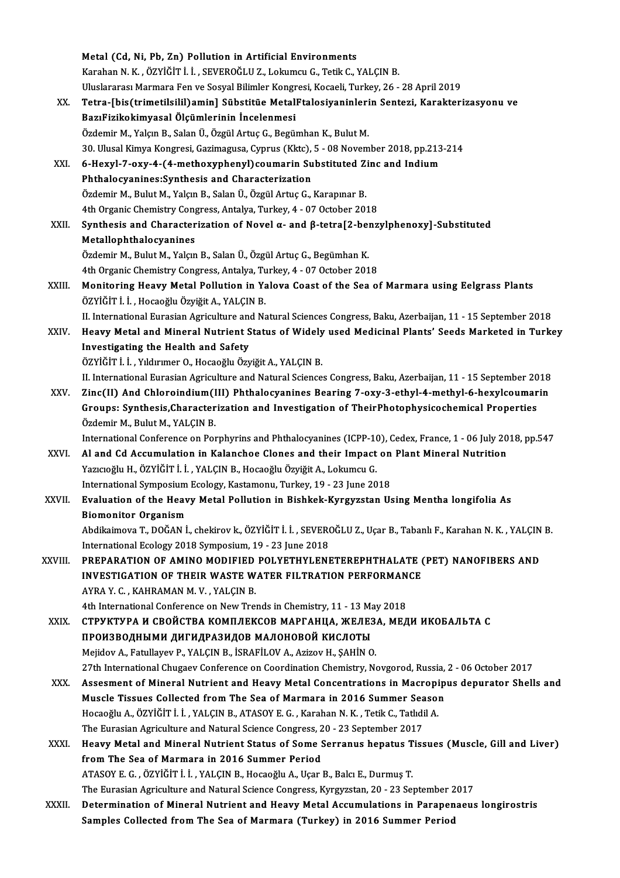Metal (Cd, Ni, Pb, Zn) Pollution in Artificial Environments
Karahan N. K. , ÖZYİĞİT İ. İ. , SEVEROĞLU Z., Lokumcu G., Tetik C., YALÇIN B.
Uluslararası Marmara Fen ve Sosyal Bilimler Kongresi, Kocaeli, Turkey, 26 - 28 April 2019

XX. **Tetra-[bis(trimetilsilil)amin] Sübstitüe MetalFtalosiyaninlerin Sentezi, Karakterizasyonu ve BazıFizikokimyasal Ölçümlerinin İncelenmesi**
Özdemir M., Yalçın B., Salan Ü., Özgül Artuç G., Begümhan K., Bulut M.
30. Ulusal Kimya Kongresi, Gazimagusa, Cyprus (Kktc), 5 - 08 November 2018, pp.213-214

XXI. **6-Hexyl-7-oxy-4-(4-methoxyphenyl)coumarin Substituted Zinc and Indium Phthalocyanines:Synthesis and Characterization**
Özdemir M., Bulut M., Yalçın B., Salan Ü., Özgül Artuç G., Karapınar B.
4th Organic Chemistry Congress, Antalya, Turkey, 4 - 07 October 2018

XXII. **Synthesis and Characterization of Novel α- and β-tetra[2-benzylphenoxy]-Substituted Metallophthalocyanines**
Özdemir M., Bulut M., Yalçın B., Salan Ü., Özgül Artuç G., Begümhan K.
4th Organic Chemistry Congress, Antalya, Turkey, 4 - 07 October 2018

XXIII. **Monitoring Heavy Metal Pollution in Yalova Coast of the Sea of Marmara using Eelgrass Plants**
ÖZYİĞİT İ. İ. , Hocaoğlu Özyiğit A., YALÇIN B.
II. International Eurasian Agriculture and Natural Sciences Congress, Baku, Azerbaijan, 11 - 15 September 2018

XXIV. **Heavy Metal and Mineral Nutrient Status of Widely used Medicinal Plants' Seeds Marketed in Turkey Investigating the Health and Safety**
ÖZYİĞİT İ. İ. , Yıldırımer O., Hocaoğlu Özyiğit A., YALÇIN B.
II. International Eurasian Agriculture and Natural Sciences Congress, Baku, Azerbaijan, 11 - 15 September 2018

XXV. **Zinc(II) And Chloroindium(III) Phthalocyanines Bearing 7-oxy-3-ethyl-4-methyl-6-hexylcoumarin Groups: Synthesis,Characterization and Investigation of TheirPhotophysicochemical Properties**
Özdemir M., Bulut M., YALÇIN B.
International Conference on Porphyrins and Phthalocyanines (ICPP-10), Cedex, France, 1 - 06 July 2018, pp.547

XXVI. **Al and Cd Accumulation in Kalanchoe Clones and their Impact on Plant Mineral Nutrition**
Yazıcıoğlu H., ÖZYİĞİT İ. İ. , YALÇIN B., Hocaoğlu Özyiğit A., Lokumcu G.
International Symposium Ecology, Kastamonu, Turkey, 19 - 23 June 2018

XXVII. **Evaluation of the Heavy Metal Pollution in Bishkek-Kyrgyzstan Using Mentha longifolia As Biomonitor Organism**
Abdikaimova T., DOĞAN İ., chekirov k., ÖZYİĞİT İ. İ. , SEVEROĞLU Z., Uçar B., Tabanlı F., Karahan N. K. , YALÇIN B.
International Ecology 2018 Symposium, 19 - 23 June 2018

XXVIII. **PREPARATION OF AMINO MODIFIED POLYETHYLENETEREPHTHALATE (PET) NANOFIBERS AND INVESTIGATION OF THEIR WASTE WATER FILTRATION PERFORMANCE**
AYRA Y. C. , KAHRAMAN M. V. , YALÇIN B.
4th International Conference on New Trends in Chemistry, 11 - 13 May 2018

XXIX. **СТРУКТУРА И СВОЙСТВА КОМПЛЕКСОВ МАРГАНЦА, ЖЕЛЕЗА, МЕДИ ИКОБАЛЬТА С ПРОИЗВОДНЫМИ ДИГИДРАЗИДОВ МАЛОНОВОЙ КИСЛОТЫ**
Mejidov A., Fatullayev P., YALÇIN B., İSRAFİLOV A., Azizov H., ŞAHİN O.
27th International Chugaev Conference on Coordination Chemistry, Novgorod, Russia, 2 - 06 October 2017

XXX. **Assesment of Mineral Nutrient and Heavy Metal Concentrations in Macropipus depurator Shells and Muscle Tissues Collected from The Sea of Marmara in 2016 Summer Season**
Hocaoğlu A., ÖZYİĞİT İ. İ. , YALÇIN B., ATASOY E. G. , Karahan N. K. , Tetik C., Tatlıdil A.
The Eurasian Agriculture and Natural Science Congress, 20 - 23 September 2017

XXXI. **Heavy Metal and Mineral Nutrient Status of Some Serranus hepatus Tissues (Muscle, Gill and Liver) from The Sea of Marmara in 2016 Summer Period**
ATASOY E. G. , ÖZYİĞİT İ. İ. , YALÇIN B., Hocaoğlu A., Uçar B., Balcı E., Durmuş T.
The Eurasian Agriculture and Natural Science Congress, Kyrgyzstan, 20 - 23 September 2017

XXXII. **Determination of Mineral Nutrient and Heavy Metal Accumulations in Parapenaeus longirostris Samples Collected from The Sea of Marmara (Turkey) in 2016 Summer Period**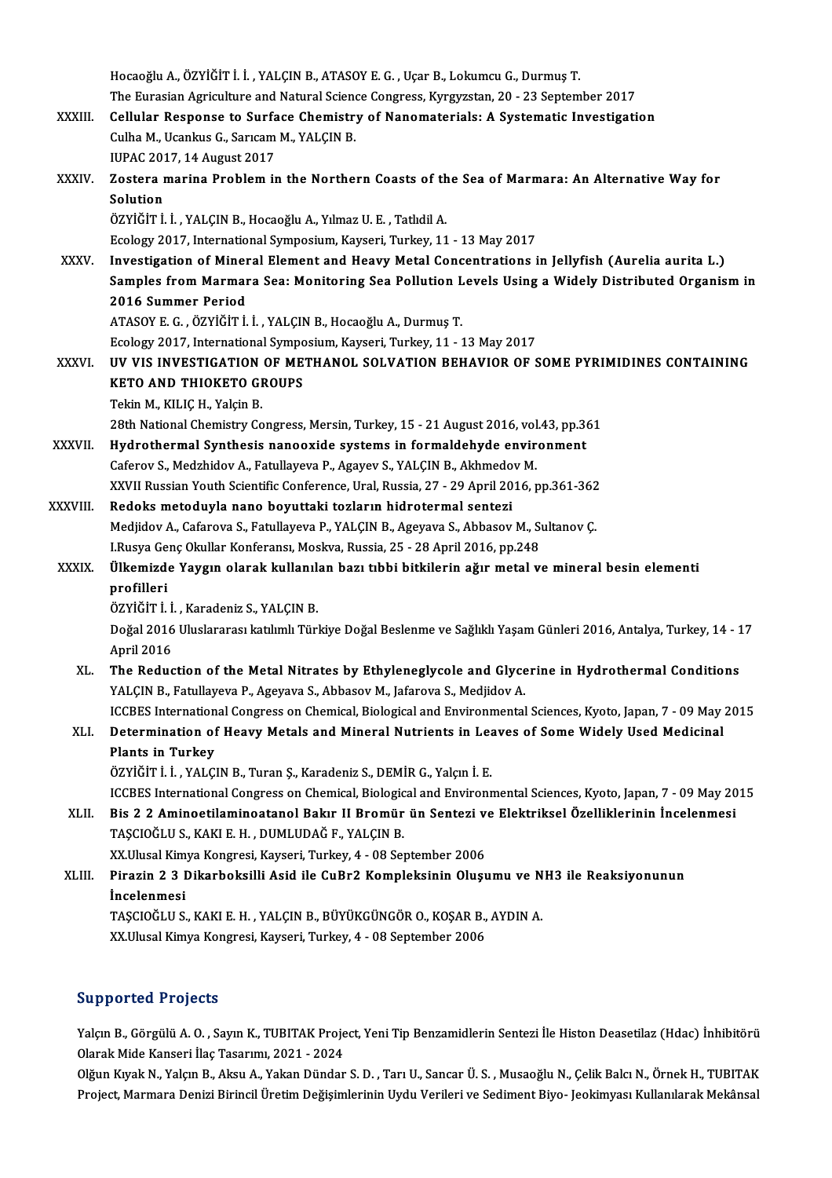Hocaoğlu A., ÖZYİĞİT İ. İ. , YALÇIN B., ATASOY E. G. , Uçar B., Lokumcu G., Durmuş T.
The Eurasian Agriculture and Natural Science Congress, Kyrgyzstan, 20 - 23 September 2017

XXXIII. **Cellular Response to Surface Chemistry of Nanomaterials: A Systematic Investigation**
Culha M., Ucankus G., Sarıcam M., YALÇIN B.
IUPAC 2017, 14 August 2017

XXXIV. **Zostera marina Problem in the Northern Coasts of the Sea of Marmara: An Alternative Way for Solution**
ÖZYİĞİT İ. İ. , YALÇIN B., Hocaoğlu A., Yılmaz U. E. , Tatlıdil A.
Ecology 2017, International Symposium, Kayseri, Turkey, 11 - 13 May 2017

XXXV. **Investigation of Mineral Element and Heavy Metal Concentrations in Jellyfish (Aurelia aurita L.) Samples from Marmara Sea: Monitoring Sea Pollution Levels Using a Widely Distributed Organism in 2016 Summer Period**
ATASOY E. G. , ÖZYİĞİT İ. İ. , YALÇIN B., Hocaoğlu A., Durmuş T.
Ecology 2017, International Symposium, Kayseri, Turkey, 11 - 13 May 2017

XXXVI. **UV VIS INVESTIGATION OF METHANOL SOLVATION BEHAVIOR OF SOME PYRIMIDINES CONTAINING KETO AND THIOKETO GROUPS**
Tekin M., KILIÇ H., Yalçin B.
28th National Chemistry Congress, Mersin, Turkey, 15 - 21 August 2016, vol.43, pp.361

XXXVII. **Hydrothermal Synthesis nanooxide systems in formaldehyde environment**
Caferov S., Medzhidov A., Fatullayeva P., Agayev S., YALÇIN B., Akhmedov M.
XXVII Russian Youth Scientific Conference, Ural, Russia, 27 - 29 April 2016, pp.361-362

XXXVIII. **Redoks metoduyla nano boyuttaki tozların hidrotermal sentezi**
Medjidov A., Cafarova S., Fatullayeva P., YALÇIN B., Ageyava S., Abbasov M., Sultanov Ç.
I.Rusya Genç Okullar Konferansı, Moskva, Russia, 25 - 28 April 2016, pp.248

XXXIX. **Ülkemizde Yaygın olarak kullanılan bazı tıbbi bitkilerin ağır metal ve mineral besin elementi profilleri**
ÖZYİĞİT İ. İ. , Karadeniz S., YALÇIN B.
Doğal 2016 Uluslararası katılımlı Türkiye Doğal Beslenme ve Sağlıklı Yaşam Günleri 2016, Antalya, Turkey, 14 - 17 April 2016

XL. **The Reduction of the Metal Nitrates by Ethyleneglycole and Glycerine in Hydrothermal Conditions**
YALÇIN B., Fatullayeva P., Ageyava S., Abbasov M., Jafarova S., Medjidov A.
ICCBES International Congress on Chemical, Biological and Environmental Sciences, Kyoto, Japan, 7 - 09 May 2015

XLI. **Determination of Heavy Metals and Mineral Nutrients in Leaves of Some Widely Used Medicinal Plants in Turkey**
ÖZYİĞİT İ. İ. , YALÇIN B., Turan Ş., Karadeniz S., DEMİR G., Yalçın İ. E.
ICCBES International Congress on Chemical, Biological and Environmental Sciences, Kyoto, Japan, 7 - 09 May 2015

XLII. **Bis 2 2 Aminoetilaminoatanol Bakır II Bromür ün Sentezi ve Elektriksel Özelliklerinin İncelenmesi**
TAŞCIOĞLU S., KAKI E. H. , DUMLUDAĞ F., YALÇIN B.
XX.Ulusal Kimya Kongresi, Kayseri, Turkey, 4 - 08 September 2006

XLIII. **Pirazin 2 3 Dikarboksilli Asid ile CuBr2 Kompleksinin Oluşumu ve NH3 ile Reaksiyonunun İncelenmesi**
TAŞCIOĞLU S., KAKI E. H. , YALÇIN B., BÜYÜKGÜNGÖR O., KOŞAR B., AYDIN A.
XX.Ulusal Kimya Kongresi, Kayseri, Turkey, 4 - 08 September 2006

## Supported Projects

Yalçın B., Görgülü A. O. , Sayın K., TUBITAK Project, Yeni Tip Benzamidlerin Sentezi İle Histon Deasetilaz (Hdac) İnhibitörü Olarak Mide Kanseri İlaç Tasarımı, 2021 - 2024

Olğun Kıyak N., Yalçın B., Aksu A., Yakan Dündar S. D. , Tarı U., Sancar Ü. S. , Musaoğlu N., Çelik Balcı N., Örnek H., TUBITAK Project, Marmara Denizi Birincil Üretim Değişimlerinin Uydu Verileri ve Sediment Biyo- Jeokimyası Kullanılarak Mekânsal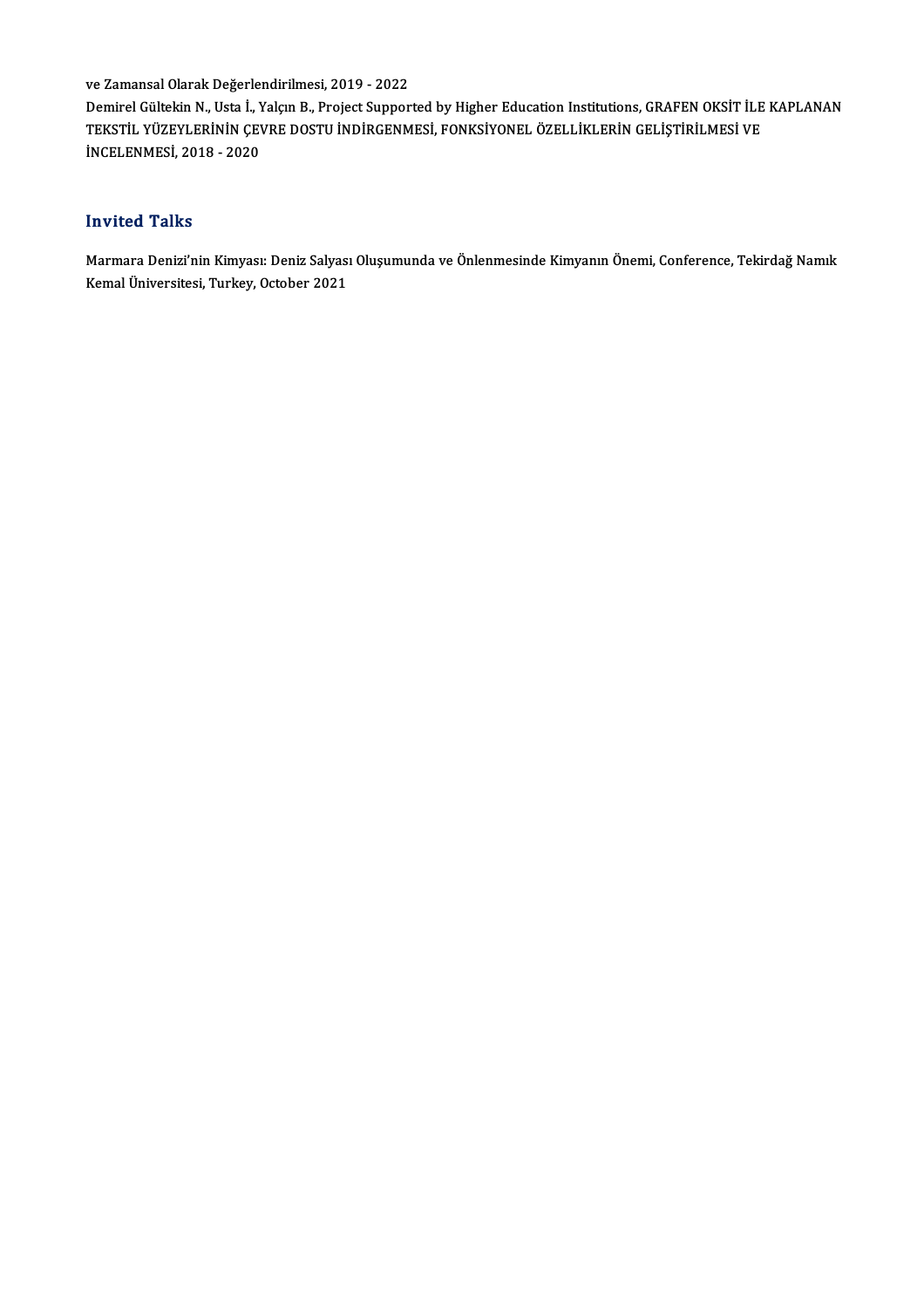ve Zamansal Olarak Değerlendirilmesi, 2019 - 2022

Demirel Gültekin N., Usta İ., Yalçın B., Project Supported by Higher Education Institutions, GRAFEN OKSİT İLE KAPLANAN TEKSTİL YÜZEYLERİNİN ÇEVRE DOSTU İNDİRGENMESİ, FONKSİYONEL ÖZELLİKLERİN GELİŞTİRİLMESİ VE İNCELENMESİ, 2018 - 2020

## Invited Talks

Marmara Denizi'nin Kimyası: Deniz Salyası Oluşumunda ve Önlenmesinde Kimyanın Önemi, Conference, Tekirdağ Namık Kemal Üniversitesi, Turkey, October 2021